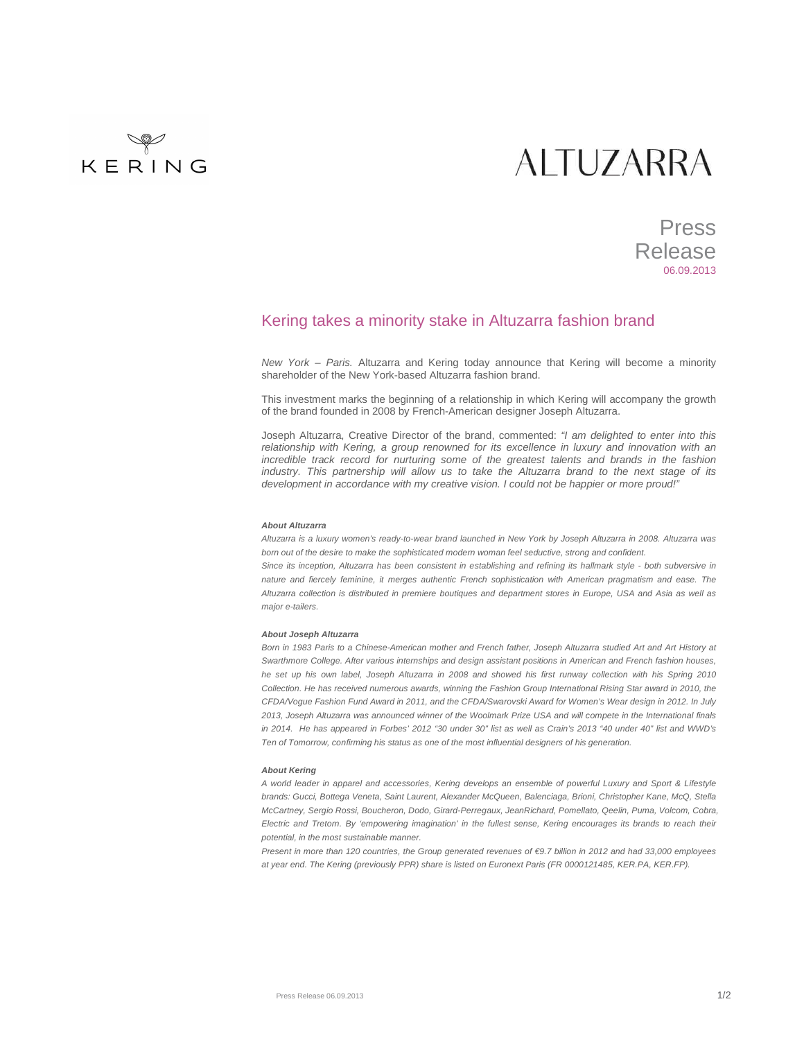KERING

ALTUZARRA

Press Release
06.09.2013

# Kering takes a minority stake in Altuzarra fashion brand

*New York – Paris.* Altuzarra and Kering today announce that Kering will become a minority shareholder of the New York-based Altuzarra fashion brand.

This investment marks the beginning of a relationship in which Kering will accompany the growth of the brand founded in 2008 by French-American designer Joseph Altuzarra.

Joseph Altuzarra, Creative Director of the brand, commented: *"I am delighted to enter into this relationship with Kering, a group renowned for its excellence in luxury and innovation with an incredible track record for nurturing some of the greatest talents and brands in the fashion industry. This partnership will allow us to take the Altuzarra brand to the next stage of its development in accordance with my creative vision. I could not be happier or more proud!"*

***About Altuzarra***

*Altuzarra is a luxury women's ready-to-wear brand launched in New York by Joseph Altuzarra in 2008. Altuzarra was born out of the desire to make the sophisticated modern woman feel seductive, strong and confident.*

*Since its inception, Altuzarra has been consistent in establishing and refining its hallmark style - both subversive in nature and fiercely feminine, it merges authentic French sophistication with American pragmatism and ease. The Altuzarra collection is distributed in premiere boutiques and department stores in Europe, USA and Asia as well as major e-tailers.*

***About Joseph Altuzarra***

*Born in 1983 Paris to a Chinese-American mother and French father, Joseph Altuzarra studied Art and Art History at Swarthmore College. After various internships and design assistant positions in American and French fashion houses, he set up his own label, Joseph Altuzarra in 2008 and showed his first runway collection with his Spring 2010 Collection. He has received numerous awards, winning the Fashion Group International Rising Star award in 2010, the CFDA/Vogue Fashion Fund Award in 2011, and the CFDA/Swarovski Award for Women's Wear design in 2012. In July 2013, Joseph Altuzarra was announced winner of the Woolmark Prize USA and will compete in the International finals in 2014. He has appeared in Forbes' 2012 "30 under 30" list as well as Crain's 2013 "40 under 40" list and WWD's Ten of Tomorrow, confirming his status as one of the most influential designers of his generation.*

***About Kering***

*A world leader in apparel and accessories, Kering develops an ensemble of powerful Luxury and Sport & Lifestyle brands: Gucci, Bottega Veneta, Saint Laurent, Alexander McQueen, Balenciaga, Brioni, Christopher Kane, McQ, Stella McCartney, Sergio Rossi, Boucheron, Dodo, Girard-Perregaux, JeanRichard, Pomellato, Qeelin, Puma, Volcom, Cobra, Electric and Tretorn. By 'empowering imagination' in the fullest sense, Kering encourages its brands to reach their potential, in the most sustainable manner.*

*Present in more than 120 countries, the Group generated revenues of €9.7 billion in 2012 and had 33,000 employees at year end. The Kering (previously PPR) share is listed on Euronext Paris (FR 0000121485, KER.PA, KER.FP).*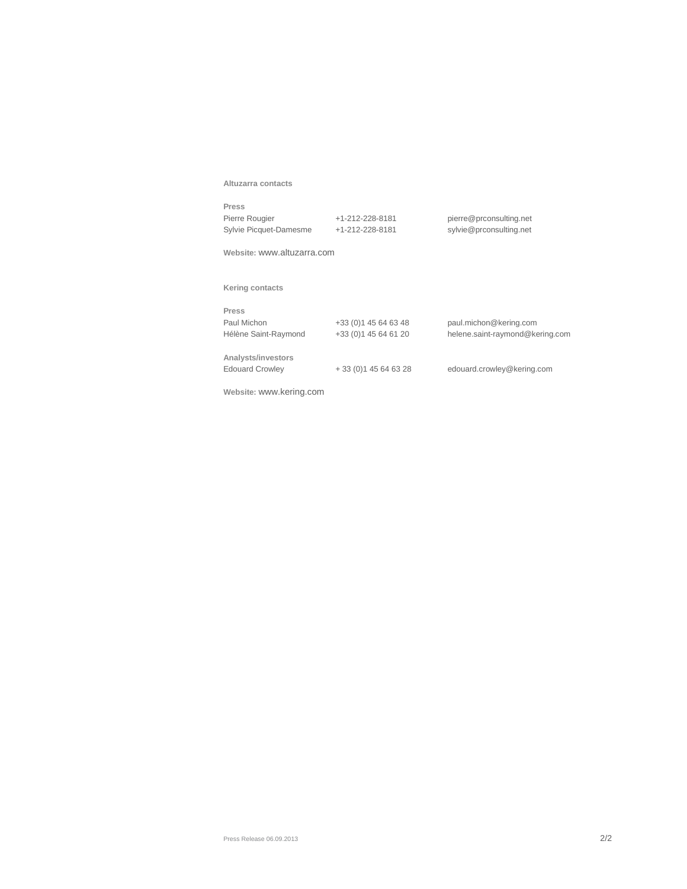**Altuzarra contacts**

**Press**

| | | |
|---|---|---|
| Pierre Rougier | +1-212-228-8181 | pierre@prconsulting.net |
| Sylvie Picquet-Damesme | +1-212-228-8181 | sylvie@prconsulting.net |

**Website:** www.altuzarra.com

**Kering contacts**

**Press**

| | | |
|---|---|---|
| Paul Michon | +33 (0)1 45 64 63 48 | paul.michon@kering.com |
| Hélène Saint-Raymond | +33 (0)1 45 64 61 20 | helene.saint-raymond@kering.com |

**Analysts/investors**

| | | |
|---|---|---|
| Edouard Crowley | + 33 (0)1 45 64 63 28 | edouard.crowley@kering.com |

**Website:** www.kering.com

Press Release 06.09.2013